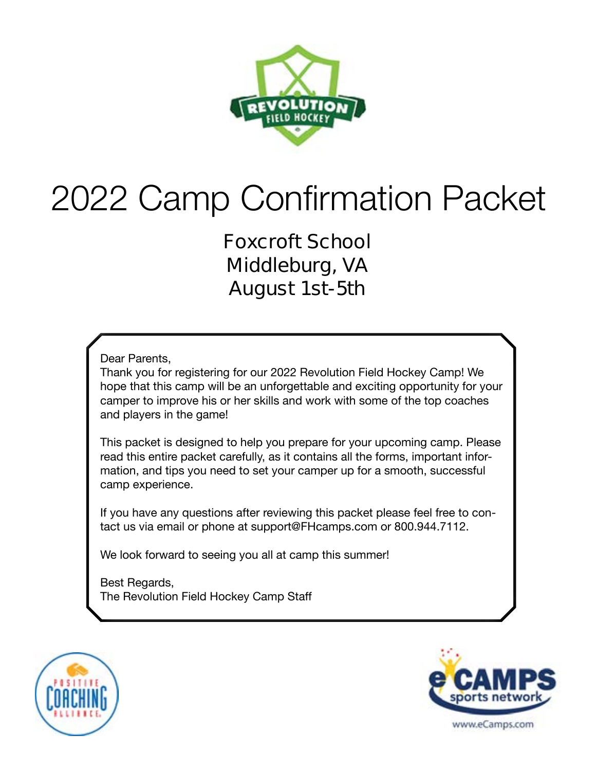# 2022 Camp Confirmation Packet

## Foxcroft School
## Middleburg, VA
## August 1st-5th

Dear Parents,

Thank you for registering for our 2022 Revolution Field Hockey Camp! We hope that this camp will be an unforgettable and exciting opportunity for your camper to improve his or her skills and work with some of the top coaches and players in the game!

This packet is designed to help you prepare for your upcoming camp. Please read this entire packet carefully, as it contains all the forms, important information, and tips you need to set your camper up for a smooth, successful camp experience.

If you have any questions after reviewing this packet please feel free to contact us via email or phone at support@FHcamps.com or 800.944.7112.

We look forward to seeing you all at camp this summer!

Best Regards,
The Revolution Field Hockey Camp Staff

www.eCamps.com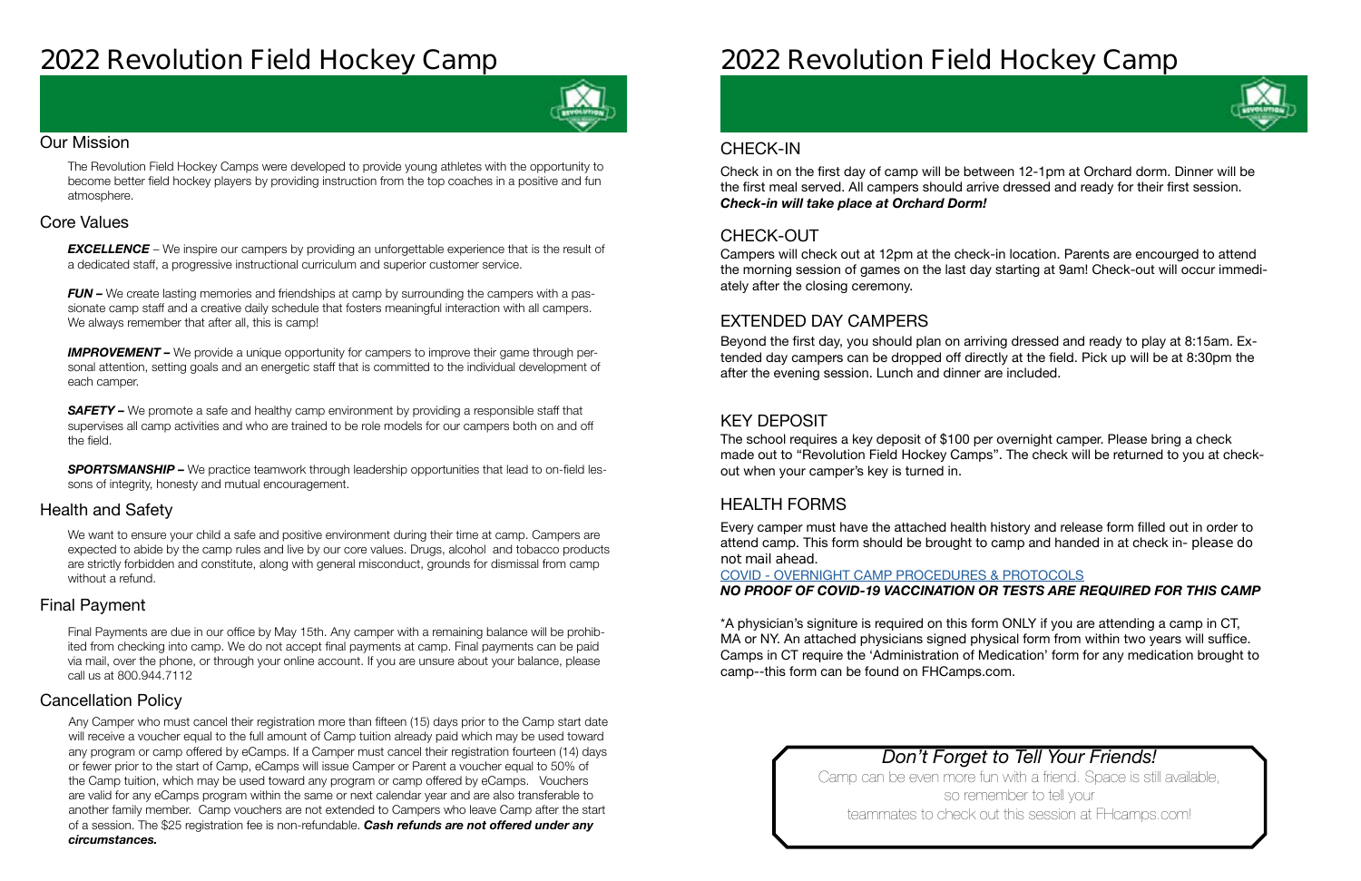# 2022 Revolution Field Hockey Camp

## Our Mission

The Revolution Field Hockey Camps were developed to provide young athletes with the opportunity to become better field hockey players by providing instruction from the top coaches in a positive and fun atmosphere.

## Core Values

***EXCELLENCE*** – We inspire our campers by providing an unforgettable experience that is the result of a dedicated staff, a progressive instructional curriculum and superior customer service.

***FUN –*** We create lasting memories and friendships at camp by surrounding the campers with a passionate camp staff and a creative daily schedule that fosters meaningful interaction with all campers. We always remember that after all, this is camp!

***IMPROVEMENT –*** We provide a unique opportunity for campers to improve their game through personal attention, setting goals and an energetic staff that is committed to the individual development of each camper.

***SAFETY –*** We promote a safe and healthy camp environment by providing a responsible staff that supervises all camp activities and who are trained to be role models for our campers both on and off the field.

***SPORTSMANSHIP –*** We practice teamwork through leadership opportunities that lead to on-field lessons of integrity, honesty and mutual encouragement.

## Health and Safety

We want to ensure your child a safe and positive environment during their time at camp. Campers are expected to abide by the camp rules and live by our core values. Drugs, alcohol and tobacco products are strictly forbidden and constitute, along with general misconduct, grounds for dismissal from camp without a refund.

## Final Payment

Final Payments are due in our office by May 15th. Any camper with a remaining balance will be prohibited from checking into camp. We do not accept final payments at camp. Final payments can be paid via mail, over the phone, or through your online account. If you are unsure about your balance, please call us at 800.944.7112

## Cancellation Policy

Any Camper who must cancel their registration more than fifteen (15) days prior to the Camp start date will receive a voucher equal to the full amount of Camp tuition already paid which may be used toward any program or camp offered by eCamps. If a Camper must cancel their registration fourteen (14) days or fewer prior to the start of Camp, eCamps will issue Camper or Parent a voucher equal to 50% of the Camp tuition, which may be used toward any program or camp offered by eCamps. Vouchers are valid for any eCamps program within the same or next calendar year and are also transferable to another family member. Camp vouchers are not extended to Campers who leave Camp after the start of a session. The $25 registration fee is non-refundable. ***Cash refunds are not offered under any circumstances.***

# 2022 Revolution Field Hockey Camp

## CHECK-IN

Check in on the first day of camp will be between 12-1pm at Orchard dorm. Dinner will be the first meal served. All campers should arrive dressed and ready for their first session. ***Check-in will take place at Orchard Dorm!***

## CHECK-OUT

Campers will check out at 12pm at the check-in location. Parents are encourged to attend the morning session of games on the last day starting at 9am! Check-out will occur immediately after the closing ceremony.

## EXTENDED DAY CAMPERS

Beyond the first day, you should plan on arriving dressed and ready to play at 8:15am. Extended day campers can be dropped off directly at the field. Pick up will be at 8:30pm the after the evening session. Lunch and dinner are included.

## KEY DEPOSIT

The school requires a key deposit of $100 per overnight camper. Please bring a check made out to "Revolution Field Hockey Camps". The check will be returned to you at check-out when your camper's key is turned in.

## HEALTH FORMS

Every camper must have the attached health history and release form filled out in order to attend camp. This form should be brought to camp and handed in at check in- please do not mail ahead.

COVID - OVERNIGHT CAMP PROCEDURES & PROTOCOLS

***NO PROOF OF COVID-19 VACCINATION OR TESTS ARE REQUIRED FOR THIS CAMP***

*A physician's signiture is required on this form ONLY if you are attending a camp in CT, MA or NY. An attached physicians signed physical form from within two years will suffice. Camps in CT require the 'Administration of Medication' form for any medication brought to camp--this form can be found on FHCamps.com.

### *Don't Forget to Tell Your Friends!*

Camp can be even more fun with a friend. Space is still available, so remember to tell your teammates to check out this session at FHcamps.com!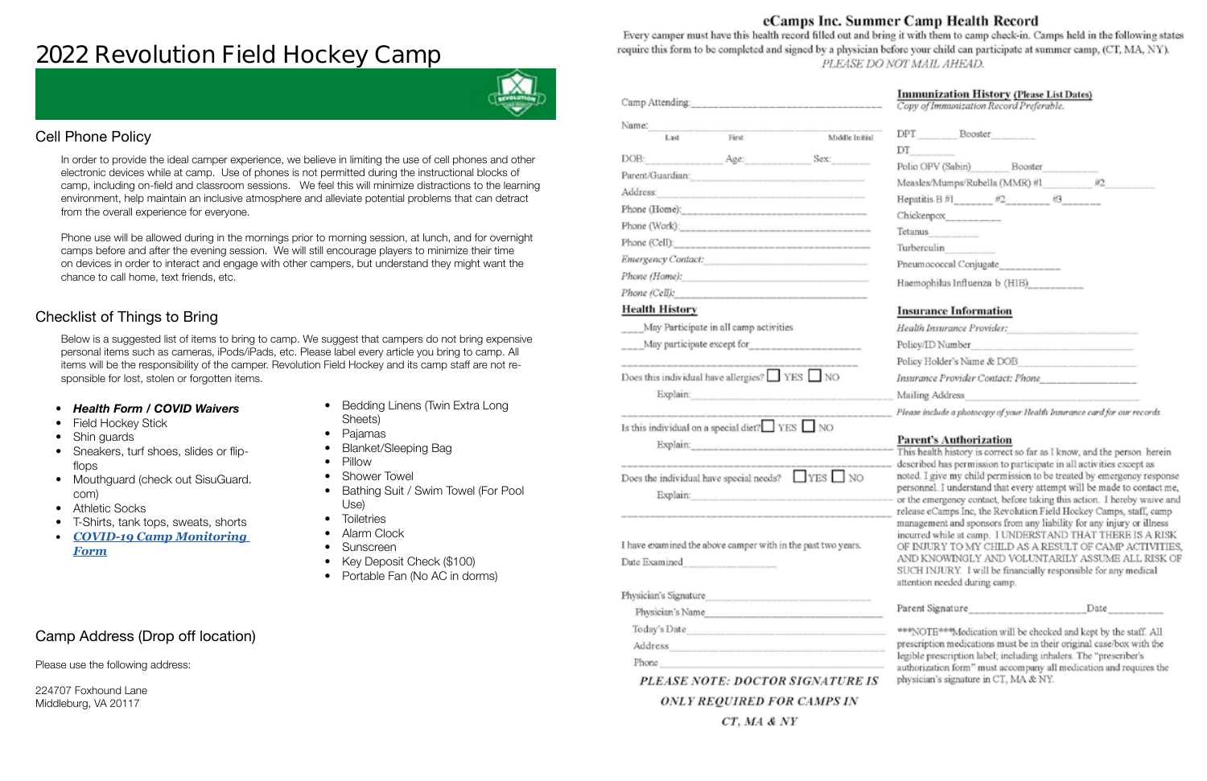# 2022 Revolution Field Hockey Camp

## Cell Phone Policy

In order to provide the ideal camper experience, we believe in limiting the use of cell phones and other electronic devices while at camp. Use of phones is not permitted during the instructional blocks of camp, including on-field and classroom sessions. We feel this will minimize distractions to the learning environment, help maintain an inclusive atmosphere and alleviate potential problems that can detract from the overall experience for everyone.

Phone use will be allowed during in the mornings prior to morning session, at lunch, and for overnight camps before and after the evening session. We will still encourage players to minimize their time on devices in order to interact and engage with other campers, but understand they might want the chance to call home, text friends, etc.

## Checklist of Things to Bring

Below is a suggested list of items to bring to camp. We suggest that campers do not bring expensive personal items such as cameras, iPods/iPads, etc. Please label every article you bring to camp. All items will be the responsibility of the camper. Revolution Field Hockey and its camp staff are not responsible for lost, stolen or forgotten items.

- ***Health Form / COVID Waivers***
- Field Hockey Stick
- Shin guards
- Sneakers, turf shoes, slides or flip-flops
- Mouthguard (check out SisuGuard.com)
- Athletic Socks
- T-Shirts, tank tops, sweats, shorts
- ***COVID-19 Camp Monitoring Form***
- Bedding Linens (Twin Extra Long Sheets)
- Pajamas
- Blanket/Sleeping Bag
- Pillow
- Shower Towel
- Bathing Suit / Swim Towel (For Pool Use)
- Toiletries
- Alarm Clock
- Sunscreen
- Key Deposit Check ($100)
- Portable Fan (No AC in dorms)

## Camp Address (Drop off location)

Please use the following address:

224707 Foxhound Lane
Middleburg, VA 20117

# eCamps Inc. Summer Camp Health Record

Every camper must have this health record filled out and bring it with them to camp check-in. Camps held in the following states require this form to be completed and signed by a physician before your child can participate at summer camp, (CT, MA, NY).
*PLEASE DO NOT MAIL AHEAD.*

Camp Attending: ______________________________

Name: ______________________________
Last First Middle Initial

DOB: __________ Age: __________ Sex: __________

Parent/Guardian: ______________________________

Address: ______________________________

Phone (Home): ______________________________

Phone (Work): ______________________________

Phone (Cell): ______________________________

*Emergency Contact:* ______________________________

*Phone (Home):* ______________________________

*Phone (Cell):* ______________________________

**Health History**

____May Participate in all camp activities

____May participate except for______________________

Does this individual have allergies? ☐ YES ☐ NO

Explain: ______________________________

Is this individual on a special diet? ☐ YES ☐ NO

Explain: ______________________________

Does the individual have special needs? ☐ YES ☐ NO

Explain: ______________________________

I have examined the above camper with in the past two years.

Date Examined ______________________________

Physician's Signature ______________________________

Physician's Name ______________________________

Today's Date ______________________________

Address ______________________________

Phone ______________________________

***PLEASE NOTE: DOCTOR SIGNATURE IS ONLY REQUIRED FOR CAMPS IN CT, MA & NY***

**Immunization History (Please List Dates)**
*Copy of Immunization Record Preferable.*

DPT ______ Booster ________

DT ________

Polio OPV (Sabin) ________ Booster ________

Measles/Mumps/Rubella (MMR) #1 ________ #2 ________

Hepatitis B #1 ______ #2 ______ #3 ______

Chickenpox __________

Tetanus __________

Turberculin __________

Pneumococcal Conjugate ____________

Haemophilus Influenza b (HIB) __________

**Insurance Information**

*Health Insurance Provider:* ______________________________

Policy/ID Number ______________________________

Policy Holder's Name & DOB ______________________________

*Insurance Provider Contact: Phone* ______________________________

Mailing Address ______________________________

*Please include a photocopy of your Health Insurance card for our records.*

**Parent's Authorization**

This health history is correct so far as I know, and the person herein described has permission to participate in all activities except as noted. I give my child permission to be treated by emergency response personnel. I understand that every attempt will be made to contact me, or the emergency contact, before taking this action. I hereby waive and release eCamps Inc, the Revolution Field Hockey Camps, staff, camp management and sponsors from any liability for any injury or illness incurred while at camp. I UNDERSTAND THAT THERE IS A RISK OF INJURY TO MY CHILD AS A RESULT OF CAMP ACTIVITIES, AND KNOWINGLY AND VOLUNTARILY ASSUME ALL RISK OF SUCH INJURY. I will be financially responsible for any medical attention needed during camp.

Parent Signature ____________________ Date __________

***NOTE***Medication will be checked and kept by the staff. All prescription medications must be in their original case/box with the legible prescription label; including inhalers. The "prescriber's authorization form" must accompany all medication and requires the physician's signature in CT, MA & NY.